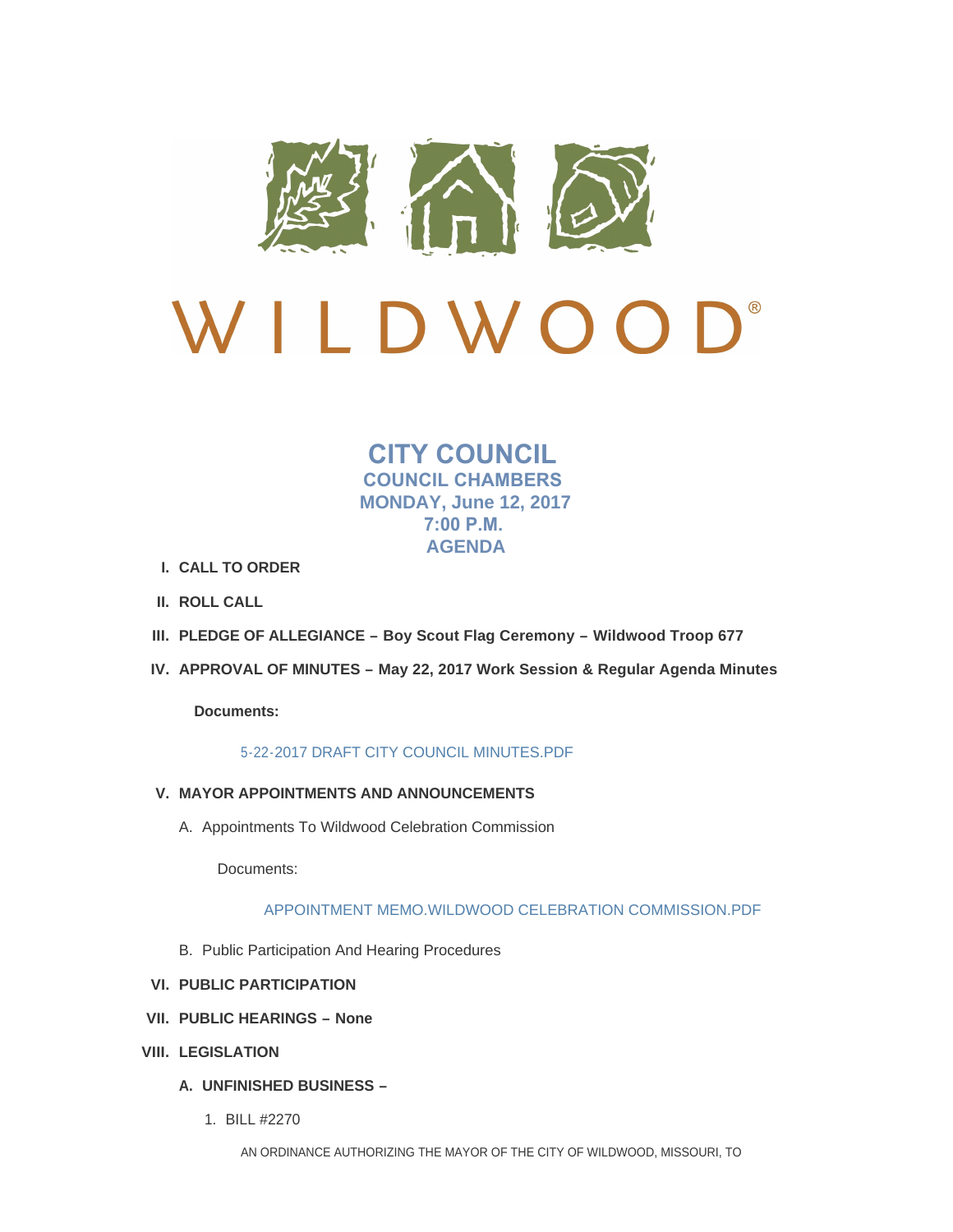WILDWOOD®

# CITY COUNCIL

## COUNCIL CHAMBERS

## MONDAY, June 12, 2017

## 7:00 P.M.

## AGENDA

I. **CALL TO ORDER**

II. **ROLL CALL**

III. **PLEDGE OF ALLEGIANCE – Boy Scout Flag Ceremony – Wildwood Troop 677**

IV. **APPROVAL OF MINUTES – May 22, 2017 Work Session & Regular Agenda Minutes**

**Documents:**

5-22-2017 DRAFT CITY COUNCIL MINUTES.PDF

V. **MAYOR APPOINTMENTS AND ANNOUNCEMENTS**

A. Appointments To Wildwood Celebration Commission

Documents:

APPOINTMENT MEMO.WILDWOOD CELEBRATION COMMISSION.PDF

B. Public Participation And Hearing Procedures

VI. **PUBLIC PARTICIPATION**

VII. **PUBLIC HEARINGS – None**

VIII. **LEGISLATION**

A. **UNFINISHED BUSINESS –**

1. BILL #2270

AN ORDINANCE AUTHORIZING THE MAYOR OF THE CITY OF WILDWOOD, MISSOURI, TO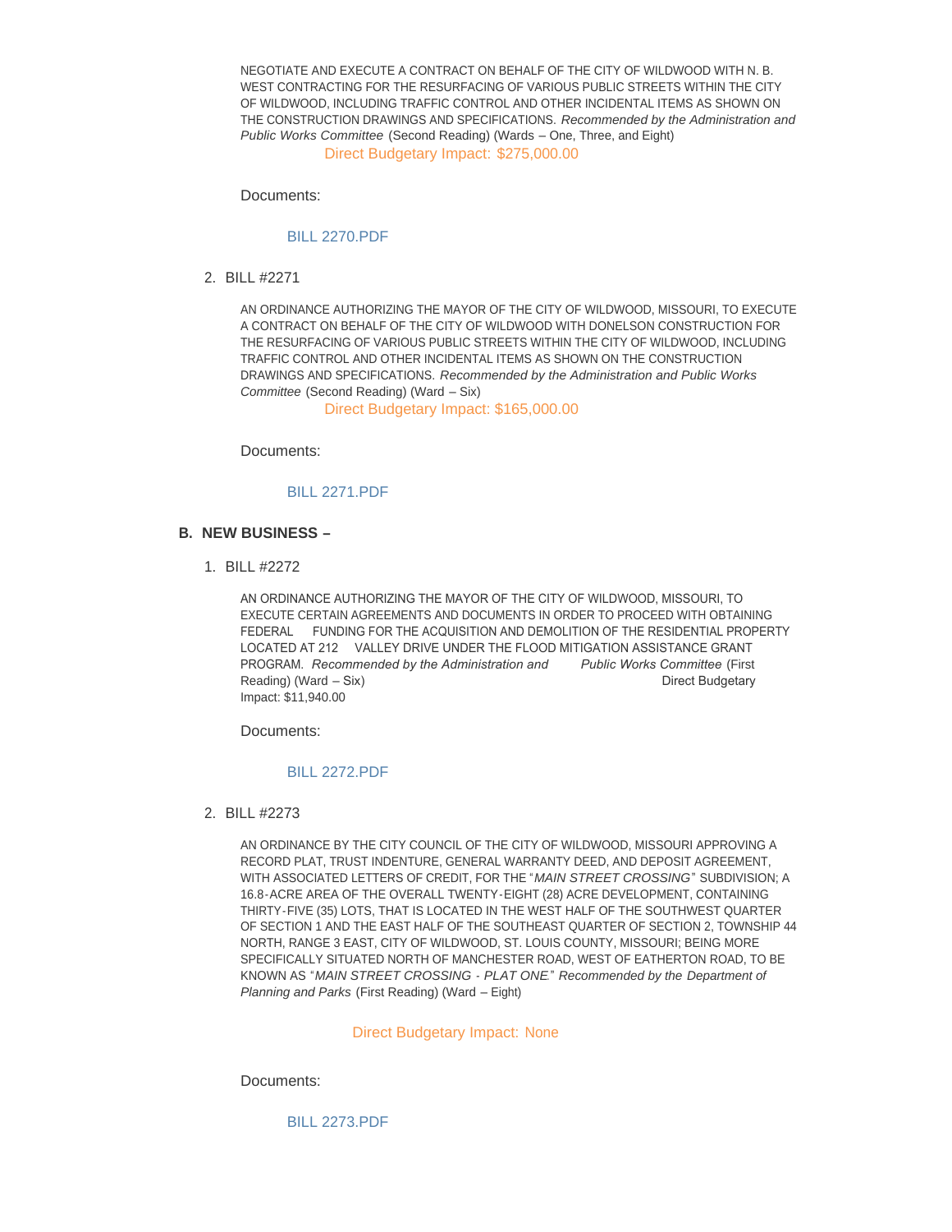NEGOTIATE AND EXECUTE A CONTRACT ON BEHALF OF THE CITY OF WILDWOOD WITH N. B. WEST CONTRACTING FOR THE RESURFACING OF VARIOUS PUBLIC STREETS WITHIN THE CITY OF WILDWOOD, INCLUDING TRAFFIC CONTROL AND OTHER INCIDENTAL ITEMS AS SHOWN ON THE CONSTRUCTION DRAWINGS AND SPECIFICATIONS. *Recommended by the Administration and Public Works Committee* (Second Reading) (Wards – One, Three, and Eight)

Direct Budgetary Impact: $275,000.00

Documents:

BILL 2270.PDF

2. BILL #2271

AN ORDINANCE AUTHORIZING THE MAYOR OF THE CITY OF WILDWOOD, MISSOURI, TO EXECUTE A CONTRACT ON BEHALF OF THE CITY OF WILDWOOD WITH DONELSON CONSTRUCTION FOR THE RESURFACING OF VARIOUS PUBLIC STREETS WITHIN THE CITY OF WILDWOOD, INCLUDING TRAFFIC CONTROL AND OTHER INCIDENTAL ITEMS AS SHOWN ON THE CONSTRUCTION DRAWINGS AND SPECIFICATIONS. *Recommended by the Administration and Public Works Committee* (Second Reading) (Ward – Six)

Direct Budgetary Impact: $165,000.00

Documents:

BILL 2271.PDF

## B. NEW BUSINESS –

1. BILL #2272

AN ORDINANCE AUTHORIZING THE MAYOR OF THE CITY OF WILDWOOD, MISSOURI, TO EXECUTE CERTAIN AGREEMENTS AND DOCUMENTS IN ORDER TO PROCEED WITH OBTAINING FEDERAL FUNDING FOR THE ACQUISITION AND DEMOLITION OF THE RESIDENTIAL PROPERTY LOCATED AT 212 VALLEY DRIVE UNDER THE FLOOD MITIGATION ASSISTANCE GRANT PROGRAM. *Recommended by the Administration and Public Works Committee* (First Reading) (Ward – Six) Direct Budgetary Impact: $11,940.00

Documents:

BILL 2272.PDF

2. BILL #2273

AN ORDINANCE BY THE CITY COUNCIL OF THE CITY OF WILDWOOD, MISSOURI APPROVING A RECORD PLAT, TRUST INDENTURE, GENERAL WARRANTY DEED, AND DEPOSIT AGREEMENT, WITH ASSOCIATED LETTERS OF CREDIT, FOR THE "*MAIN STREET CROSSING*" SUBDIVISION; A 16.8-ACRE AREA OF THE OVERALL TWENTY-EIGHT (28) ACRE DEVELOPMENT, CONTAINING THIRTY-FIVE (35) LOTS, THAT IS LOCATED IN THE WEST HALF OF THE SOUTHWEST QUARTER OF SECTION 1 AND THE EAST HALF OF THE SOUTHEAST QUARTER OF SECTION 2, TOWNSHIP 44 NORTH, RANGE 3 EAST, CITY OF WILDWOOD, ST. LOUIS COUNTY, MISSOURI; BEING MORE SPECIFICALLY SITUATED NORTH OF MANCHESTER ROAD, WEST OF EATHERTON ROAD, TO BE KNOWN AS "*MAIN STREET CROSSING - PLAT ONE*." *Recommended by the Department of Planning and Parks* (First Reading) (Ward – Eight)

Direct Budgetary Impact: None

Documents:

BILL 2273.PDF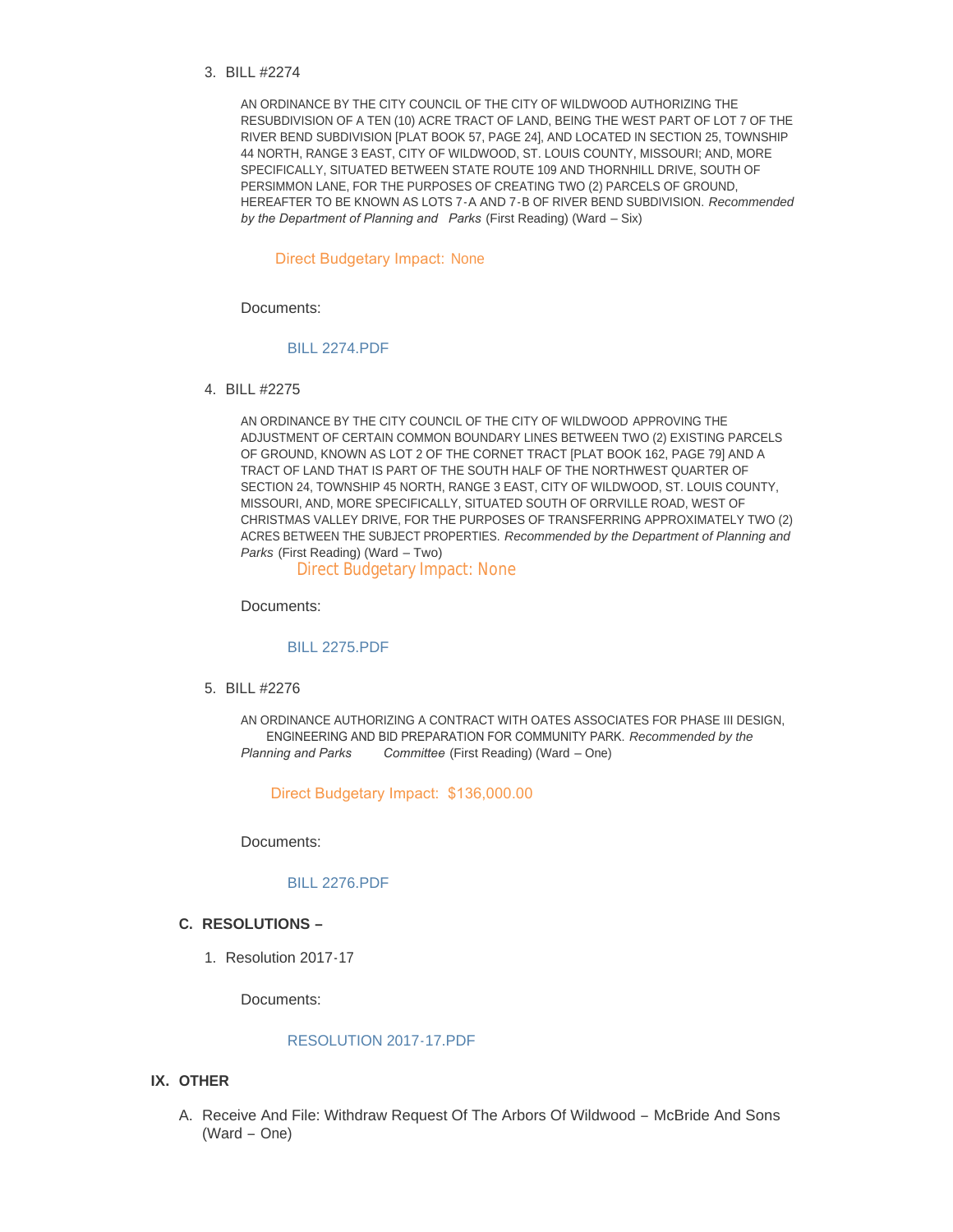3. BILL #2274

   AN ORDINANCE BY THE CITY COUNCIL OF THE CITY OF WILDWOOD AUTHORIZING THE RESUBDIVISION OF A TEN (10) ACRE TRACT OF LAND, BEING THE WEST PART OF LOT 7 OF THE RIVER BEND SUBDIVISION [PLAT BOOK 57, PAGE 24], AND LOCATED IN SECTION 25, TOWNSHIP 44 NORTH, RANGE 3 EAST, CITY OF WILDWOOD, ST. LOUIS COUNTY, MISSOURI; AND, MORE SPECIFICALLY, SITUATED BETWEEN STATE ROUTE 109 AND THORNHILL DRIVE, SOUTH OF PERSIMMON LANE, FOR THE PURPOSES OF CREATING TWO (2) PARCELS OF GROUND, HEREAFTER TO BE KNOWN AS LOTS 7-A AND 7-B OF RIVER BEND SUBDIVISION. *Recommended by the Department of Planning and Parks* (First Reading) (Ward – Six)

   Direct Budgetary Impact: None

   Documents:

   BILL 2274.PDF

4. BILL #2275

   AN ORDINANCE BY THE CITY COUNCIL OF THE CITY OF WILDWOOD APPROVING THE ADJUSTMENT OF CERTAIN COMMON BOUNDARY LINES BETWEEN TWO (2) EXISTING PARCELS OF GROUND, KNOWN AS LOT 2 OF THE CORNET TRACT [PLAT BOOK 162, PAGE 79] AND A TRACT OF LAND THAT IS PART OF THE SOUTH HALF OF THE NORTHWEST QUARTER OF SECTION 24, TOWNSHIP 45 NORTH, RANGE 3 EAST, CITY OF WILDWOOD, ST. LOUIS COUNTY, MISSOURI, AND, MORE SPECIFICALLY, SITUATED SOUTH OF ORRVILLE ROAD, WEST OF CHRISTMAS VALLEY DRIVE, FOR THE PURPOSES OF TRANSFERRING APPROXIMATELY TWO (2) ACRES BETWEEN THE SUBJECT PROPERTIES. *Recommended by the Department of Planning and Parks* (First Reading) (Ward – Two)

   Direct Budgetary Impact: None

   Documents:

   BILL 2275.PDF

5. BILL #2276

   AN ORDINANCE AUTHORIZING A CONTRACT WITH OATES ASSOCIATES FOR PHASE III DESIGN, ENGINEERING AND BID PREPARATION FOR COMMUNITY PARK. *Recommended by the Planning and Parks Committee* (First Reading) (Ward – One)

   Direct Budgetary Impact: $136,000.00

   Documents:

   BILL 2276.PDF

## C. RESOLUTIONS –

1. Resolution 2017-17

   Documents:

   RESOLUTION 2017-17.PDF

# IX. OTHER

A. Receive And File: Withdraw Request Of The Arbors Of Wildwood – McBride And Sons (Ward – One)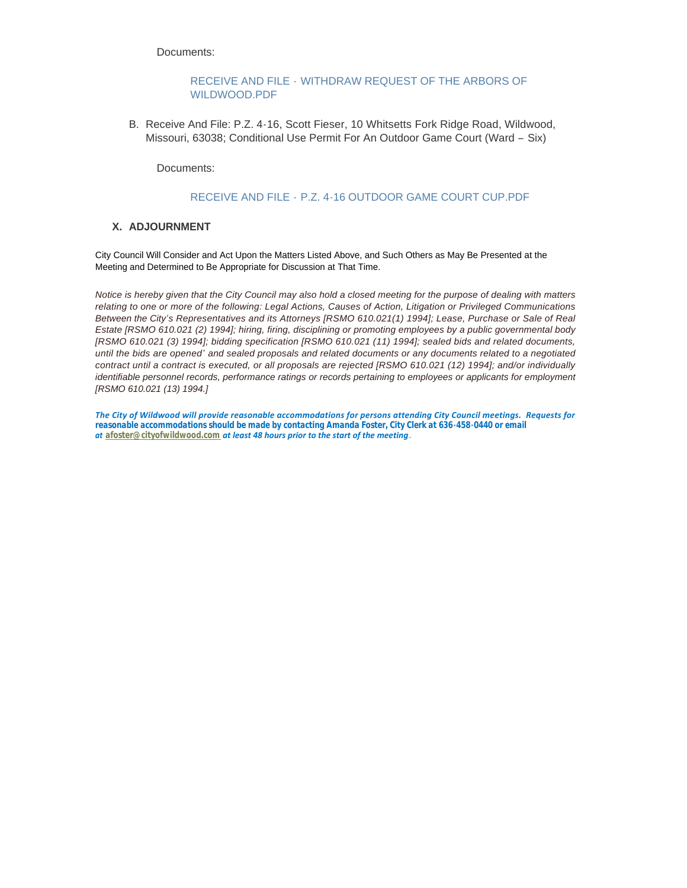Documents:

RECEIVE AND FILE - WITHDRAW REQUEST OF THE ARBORS OF WILDWOOD.PDF

B. Receive And File: P.Z. 4-16, Scott Fieser, 10 Whitsetts Fork Ridge Road, Wildwood, Missouri, 63038; Conditional Use Permit For An Outdoor Game Court (Ward – Six)

Documents:

RECEIVE AND FILE - P.Z. 4-16 OUTDOOR GAME COURT CUP.PDF

## X. ADJOURNMENT

City Council Will Consider and Act Upon the Matters Listed Above, and Such Others as May Be Presented at the Meeting and Determined to Be Appropriate for Discussion at That Time.

*Notice is hereby given that the City Council may also hold a closed meeting for the purpose of dealing with matters relating to one or more of the following: Legal Actions, Causes of Action, Litigation or Privileged Communications Between the City's Representatives and its Attorneys [RSMO 610.021(1) 1994]; Lease, Purchase or Sale of Real Estate [RSMO 610.021 (2) 1994]; hiring, firing, disciplining or promoting employees by a public governmental body [RSMO 610.021 (3) 1994]; bidding specification [RSMO 610.021 (11) 1994]; sealed bids and related documents, until the bids are opened' and sealed proposals and related documents or any documents related to a negotiated contract until a contract is executed, or all proposals are rejected [RSMO 610.021 (12) 1994]; and/or individually identifiable personnel records, performance ratings or records pertaining to employees or applicants for employment [RSMO 610.021 (13) 1994.]*

***The City of Wildwood will provide reasonable accommodations for persons attending City Council meetings. Requests for*** **reasonable accommodations should be made by contacting Amanda Foster, City Clerk at 636-458-0440 or email** ***at* afoster@cityofwildwood.com *at least 48 hours prior to the start of the meeting*.**